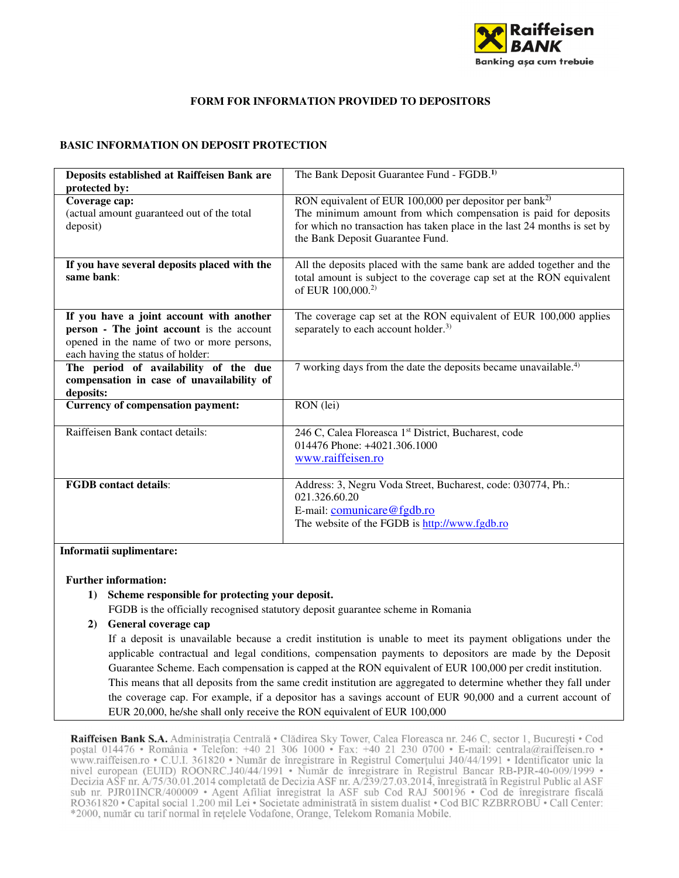**FORM FOR INFORMATION PROVIDED TO DEPOSITORS**

**BASIC INFORMATION ON DEPOSIT PROTECTION**

| **Deposits established at Raiffeisen Bank are protected by:** | The Bank Deposit Guarantee Fund - FGDB.[1)] |
|---|---|
| **Coverage cap:** (actual amount guaranteed out of the total deposit) | RON equivalent of EUR 100,000 per depositor per bank[2)] The minimum amount from which compensation is paid for deposits for which no transaction has taken place in the last 24 months is set by the Bank Deposit Guarantee Fund. |
| **If you have several deposits placed with the same bank**: | All the deposits placed with the same bank are added together and the total amount is subject to the coverage cap set at the RON equivalent of EUR 100,000.[2)] |
| **If you have a joint account with another person - The joint account** is the account opened in the name of two or more persons, each having the status of holder: | The coverage cap set at the RON equivalent of EUR 100,000 applies separately to each account holder.[3)] |
| **The period of availability of the due compensation in case of unavailability of deposits:** | 7 working days from the date the deposits became unavailable.[4)] |
| **Currency of compensation payment:** | RON (lei) |
| Raiffeisen Bank contact details: | 246 C, Calea Floreasca 1st District, Bucharest, code 014476 Phone: +4021.306.1000 www.raiffeisen.ro |
| **FGDB contact details**: | Address: 3, Negru Voda Street, Bucharest, code: 030774, Ph.: 021.326.60.20 E-mail: comunicare@fgdb.ro The website of the FGDB is http://www.fgdb.ro |

**Informatii suplimentare:**

**Further information:**

1) **Scheme responsible for protecting your deposit.**
   FGDB is the officially recognised statutory deposit guarantee scheme in Romania
2) **General coverage cap**
   If a deposit is unavailable because a credit institution is unable to meet its payment obligations under the applicable contractual and legal conditions, compensation payments to depositors are made by the Deposit Guarantee Scheme. Each compensation is capped at the RON equivalent of EUR 100,000 per credit institution. This means that all deposits from the same credit institution are aggregated to determine whether they fall under the coverage cap. For example, if a depositor has a savings account of EUR 90,000 and a current account of EUR 20,000, he/she shall only receive the RON equivalent of EUR 100,000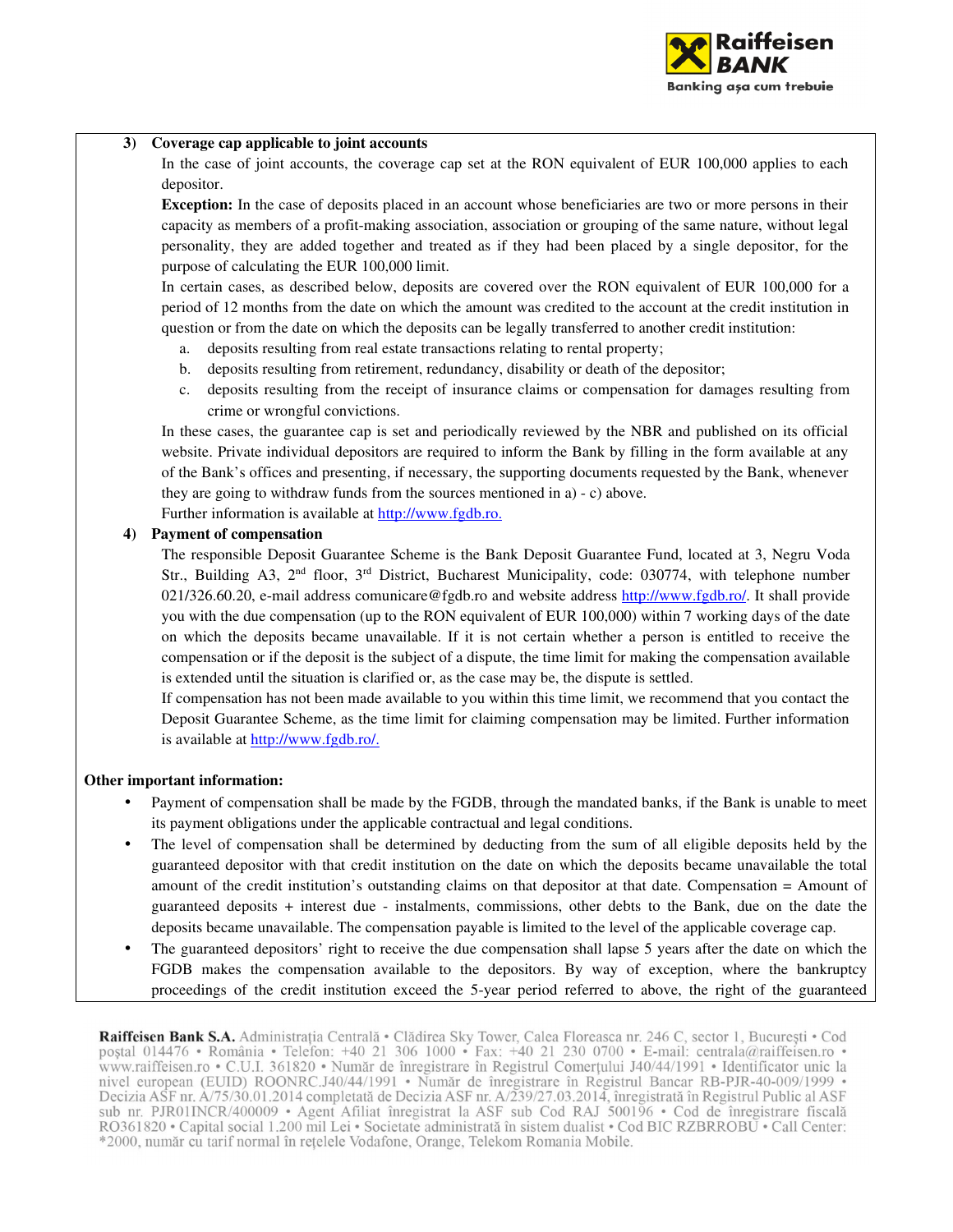**3) Coverage cap applicable to joint accounts**

In the case of joint accounts, the coverage cap set at the RON equivalent of EUR 100,000 applies to each depositor.

**Exception:** In the case of deposits placed in an account whose beneficiaries are two or more persons in their capacity as members of a profit-making association, association or grouping of the same nature, without legal personality, they are added together and treated as if they had been placed by a single depositor, for the purpose of calculating the EUR 100,000 limit.

In certain cases, as described below, deposits are covered over the RON equivalent of EUR 100,000 for a period of 12 months from the date on which the amount was credited to the account at the credit institution in question or from the date on which the deposits can be legally transferred to another credit institution:

a. deposits resulting from real estate transactions relating to rental property;
b. deposits resulting from retirement, redundancy, disability or death of the depositor;
c. deposits resulting from the receipt of insurance claims or compensation for damages resulting from crime or wrongful convictions.

In these cases, the guarantee cap is set and periodically reviewed by the NBR and published on its official website. Private individual depositors are required to inform the Bank by filling in the form available at any of the Bank's offices and presenting, if necessary, the supporting documents requested by the Bank, whenever they are going to withdraw funds from the sources mentioned in a) - c) above.

Further information is available at http://www.fgdb.ro.

**4) Payment of compensation**

The responsible Deposit Guarantee Scheme is the Bank Deposit Guarantee Fund, located at 3, Negru Voda Str., Building A3, 2nd floor, 3rd District, Bucharest Municipality, code: 030774, with telephone number 021/326.60.20, e-mail address comunicare@fgdb.ro and website address http://www.fgdb.ro/. It shall provide you with the due compensation (up to the RON equivalent of EUR 100,000) within 7 working days of the date on which the deposits became unavailable. If it is not certain whether a person is entitled to receive the compensation or if the deposit is the subject of a dispute, the time limit for making the compensation available is extended until the situation is clarified or, as the case may be, the dispute is settled.

If compensation has not been made available to you within this time limit, we recommend that you contact the Deposit Guarantee Scheme, as the time limit for claiming compensation may be limited. Further information is available at http://www.fgdb.ro/.

**Other important information:**

- Payment of compensation shall be made by the FGDB, through the mandated banks, if the Bank is unable to meet its payment obligations under the applicable contractual and legal conditions.
- The level of compensation shall be determined by deducting from the sum of all eligible deposits held by the guaranteed depositor with that credit institution on the date on which the deposits became unavailable the total amount of the credit institution's outstanding claims on that depositor at that date. Compensation = Amount of guaranteed deposits + interest due - instalments, commissions, other debts to the Bank, due on the date the deposits became unavailable. The compensation payable is limited to the level of the applicable coverage cap.
- The guaranteed depositors' right to receive the due compensation shall lapse 5 years after the date on which the FGDB makes the compensation available to the depositors. By way of exception, where the bankruptcy proceedings of the credit institution exceed the 5-year period referred to above, the right of the guaranteed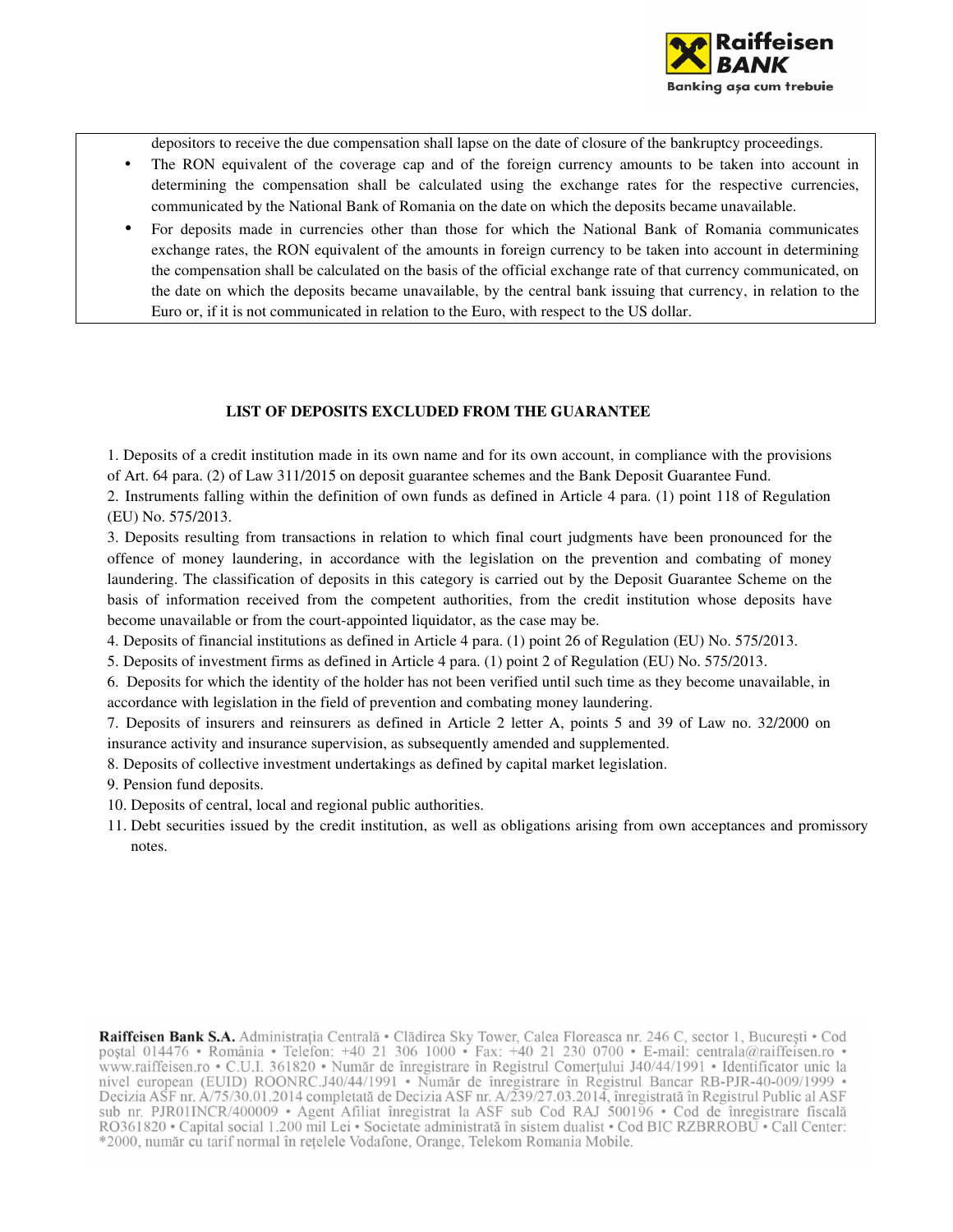depositors to receive the due compensation shall lapse on the date of closure of the bankruptcy proceedings.

- The RON equivalent of the coverage cap and of the foreign currency amounts to be taken into account in determining the compensation shall be calculated using the exchange rates for the respective currencies, communicated by the National Bank of Romania on the date on which the deposits became unavailable.
- For deposits made in currencies other than those for which the National Bank of Romania communicates exchange rates, the RON equivalent of the amounts in foreign currency to be taken into account in determining the compensation shall be calculated on the basis of the official exchange rate of that currency communicated, on the date on which the deposits became unavailable, by the central bank issuing that currency, in relation to the Euro or, if it is not communicated in relation to the Euro, with respect to the US dollar.

## LIST OF DEPOSITS EXCLUDED FROM THE GUARANTEE

1. Deposits of a credit institution made in its own name and for its own account, in compliance with the provisions of Art. 64 para. (2) of Law 311/2015 on deposit guarantee schemes and the Bank Deposit Guarantee Fund.
2. Instruments falling within the definition of own funds as defined in Article 4 para. (1) point 118 of Regulation (EU) No. 575/2013.
3. Deposits resulting from transactions in relation to which final court judgments have been pronounced for the offence of money laundering, in accordance with the legislation on the prevention and combating of money laundering. The classification of deposits in this category is carried out by the Deposit Guarantee Scheme on the basis of information received from the competent authorities, from the credit institution whose deposits have become unavailable or from the court-appointed liquidator, as the case may be.
4. Deposits of financial institutions as defined in Article 4 para. (1) point 26 of Regulation (EU) No. 575/2013.
5. Deposits of investment firms as defined in Article 4 para. (1) point 2 of Regulation (EU) No. 575/2013.
6. Deposits for which the identity of the holder has not been verified until such time as they become unavailable, in accordance with legislation in the field of prevention and combating money laundering.
7. Deposits of insurers and reinsurers as defined in Article 2 letter A, points 5 and 39 of Law no. 32/2000 on insurance activity and insurance supervision, as subsequently amended and supplemented.
8. Deposits of collective investment undertakings as defined by capital market legislation.
9. Pension fund deposits.
10. Deposits of central, local and regional public authorities.
11. Debt securities issued by the credit institution, as well as obligations arising from own acceptances and promissory notes.